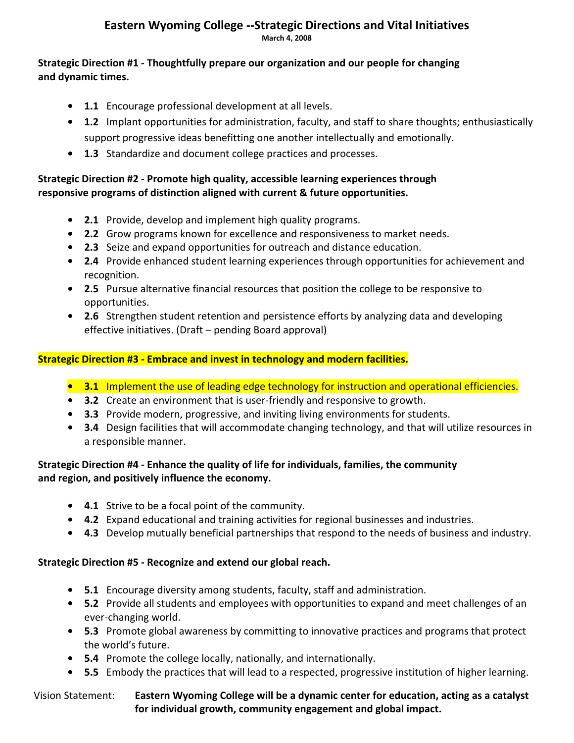# Eastern Wyoming College --Strategic Directions and Vital Initiatives

**March 4, 2008**

**Strategic Direction #1 - Thoughtfully prepare our organization and our people for changing and dynamic times.**

- **1.1** Encourage professional development at all levels.
- **1.2** Implant opportunities for administration, faculty, and staff to share thoughts; enthusiastically support progressive ideas benefitting one another intellectually and emotionally.
- **1.3** Standardize and document college practices and processes.

**Strategic Direction #2 - Promote high quality, accessible learning experiences through responsive programs of distinction aligned with current & future opportunities.**

- **2.1** Provide, develop and implement high quality programs.
- **2.2** Grow programs known for excellence and responsiveness to market needs.
- **2.3** Seize and expand opportunities for outreach and distance education.
- **2.4** Provide enhanced student learning experiences through opportunities for achievement and recognition.
- **2.5** Pursue alternative financial resources that position the college to be responsive to opportunities.
- **2.6** Strengthen student retention and persistence efforts by analyzing data and developing effective initiatives. (Draft – pending Board approval)

**Strategic Direction #3 - Embrace and invest in technology and modern facilities.**

- **3.1** Implement the use of leading edge technology for instruction and operational efficiencies.
- **3.2** Create an environment that is user-friendly and responsive to growth.
- **3.3** Provide modern, progressive, and inviting living environments for students.
- **3.4** Design facilities that will accommodate changing technology, and that will utilize resources in a responsible manner.

**Strategic Direction #4 - Enhance the quality of life for individuals, families, the community and region, and positively influence the economy.**

- **4.1** Strive to be a focal point of the community.
- **4.2** Expand educational and training activities for regional businesses and industries.
- **4.3** Develop mutually beneficial partnerships that respond to the needs of business and industry.

**Strategic Direction #5 - Recognize and extend our global reach.**

- **5.1** Encourage diversity among students, faculty, staff and administration.
- **5.2** Provide all students and employees with opportunities to expand and meet challenges of an ever-changing world.
- **5.3** Promote global awareness by committing to innovative practices and programs that protect the world's future.
- **5.4** Promote the college locally, nationally, and internationally.
- **5.5** Embody the practices that will lead to a respected, progressive institution of higher learning.

Vision Statement: **Eastern Wyoming College will be a dynamic center for education, acting as a catalyst for individual growth, community engagement and global impact.**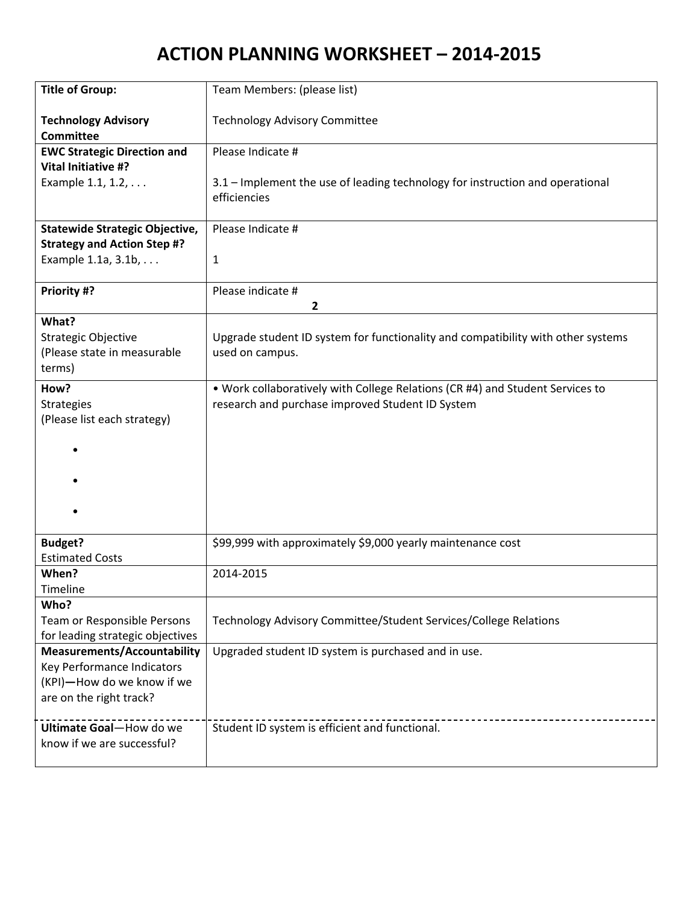# ACTION PLANNING WORKSHEET – 2014-2015

| | |
|---|---|
| **Title of Group:**<br><br>**Technology Advisory Committee** | Team Members: (please list)<br><br>Technology Advisory Committee |
| **EWC Strategic Direction and Vital Initiative #?**<br>Example 1.1, 1.2, . . . | Please Indicate #<br><br>3.1 – Implement the use of leading technology for instruction and operational efficiencies |
| **Statewide Strategic Objective, Strategy and Action Step #?**<br>Example 1.1a, 3.1b, . . . | Please Indicate #<br><br>1 |
| **Priority #?** | Please indicate #<br>**2** |
| **What?**<br>Strategic Objective<br>(Please state in measurable terms) | Upgrade student ID system for functionality and compatibility with other systems used on campus. |
| **How?**<br>Strategies<br>(Please list each strategy)<br>•<br>•<br>• | • Work collaboratively with College Relations (CR #4) and Student Services to research and purchase improved Student ID System |
| **Budget?**<br>Estimated Costs | $99,999 with approximately $9,000 yearly maintenance cost |
| **When?**<br>Timeline | 2014-2015 |
| **Who?**<br>Team or Responsible Persons for leading strategic objectives | Technology Advisory Committee/Student Services/College Relations |
| **Measurements/Accountability**<br>Key Performance Indicators (KPI)—How do we know if we are on the right track? | Upgraded student ID system is purchased and in use. |
| **Ultimate Goal**—How do we know if we are successful? | Student ID system is efficient and functional. |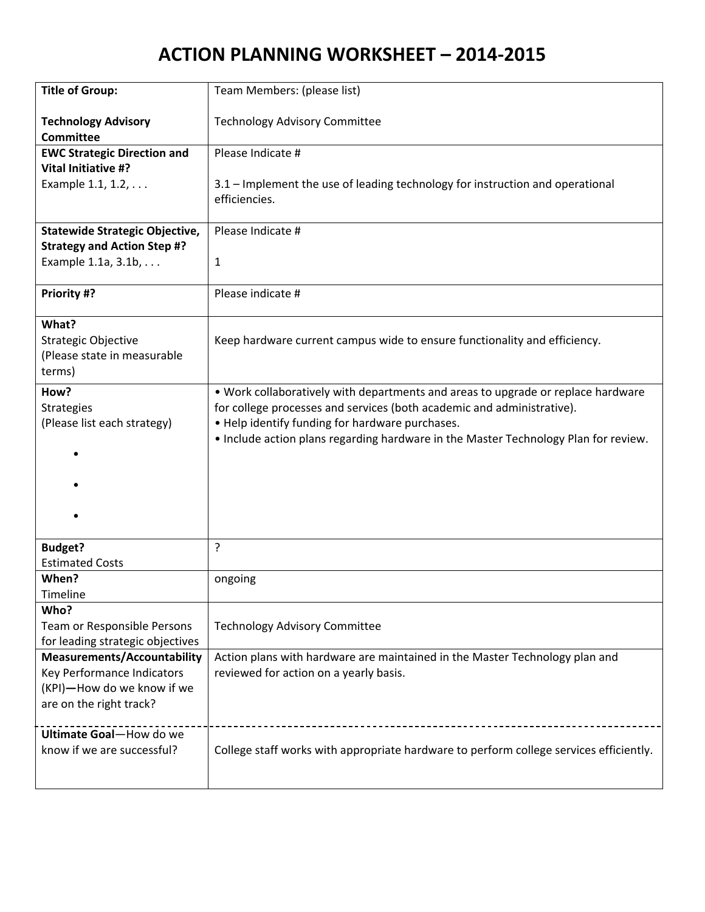# ACTION PLANNING WORKSHEET – 2014-2015

| **Title of Group:**<br><br>**Technology Advisory Committee** | Team Members: (please list)<br><br>Technology Advisory Committee |
|---|---|
| **EWC Strategic Direction and Vital Initiative #?**<br>Example 1.1, 1.2, . . . | Please Indicate #<br><br>3.1 – Implement the use of leading technology for instruction and operational efficiencies. |
| **Statewide Strategic Objective, Strategy and Action Step #?**<br>Example 1.1a, 3.1b, . . . | Please Indicate #<br><br>1 |
| **Priority #?** | Please indicate # |
| **What?**<br>Strategic Objective<br>(Please state in measurable terms) | Keep hardware current campus wide to ensure functionality and efficiency. |
| **How?**<br>Strategies<br>(Please list each strategy)<br>•<br>•<br>• | • Work collaboratively with departments and areas to upgrade or replace hardware for college processes and services (both academic and administrative).<br>• Help identify funding for hardware purchases.<br>• Include action plans regarding hardware in the Master Technology Plan for review. |
| **Budget?**<br>Estimated Costs | ? |
| **When?**<br>Timeline | ongoing |
| **Who?**<br>Team or Responsible Persons for leading strategic objectives | Technology Advisory Committee |
| **Measurements/Accountability**<br>Key Performance Indicators (KPI)—How do we know if we are on the right track? | Action plans with hardware are maintained in the Master Technology plan and reviewed for action on a yearly basis. |
| **Ultimate Goal**—How do we know if we are successful? | College staff works with appropriate hardware to perform college services efficiently. |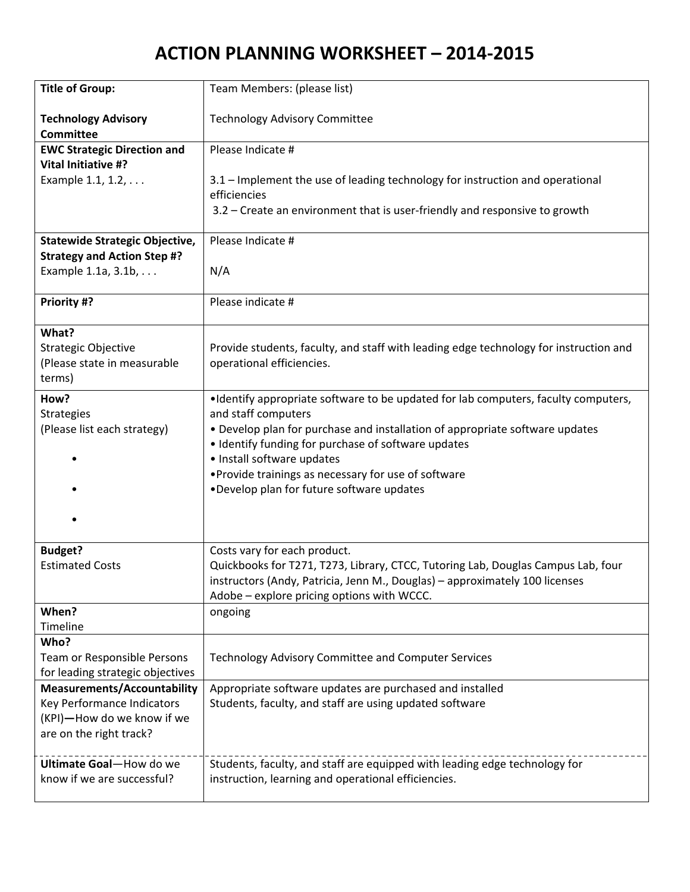# ACTION PLANNING WORKSHEET – 2014-2015

| | |
|---|---|
| **Title of Group:**<br><br>**Technology Advisory Committee** | Team Members: (please list)<br><br>Technology Advisory Committee |
| **EWC Strategic Direction and Vital Initiative #?**<br>Example 1.1, 1.2, . . . | Please Indicate #<br><br>3.1 – Implement the use of leading technology for instruction and operational efficiencies<br>3.2 – Create an environment that is user-friendly and responsive to growth |
| **Statewide Strategic Objective, Strategy and Action Step #?**<br>Example 1.1a, 3.1b, . . . | Please Indicate #<br><br>N/A |
| **Priority #?** | Please indicate # |
| **What?**<br>Strategic Objective<br>(Please state in measurable terms) | Provide students, faculty, and staff with leading edge technology for instruction and operational efficiencies. |
| **How?**<br>Strategies<br>(Please list each strategy)<br>•<br>•<br>• | •Identify appropriate software to be updated for lab computers, faculty computers, and staff computers<br>• Develop plan for purchase and installation of appropriate software updates<br>• Identify funding for purchase of software updates<br>• Install software updates<br>•Provide trainings as necessary for use of software<br>•Develop plan for future software updates |
| **Budget?**<br>Estimated Costs | Costs vary for each product.<br>Quickbooks for T271, T273, Library, CTCC, Tutoring Lab, Douglas Campus Lab, four instructors (Andy, Patricia, Jenn M., Douglas) – approximately 100 licenses<br>Adobe – explore pricing options with WCCC. |
| **When?**<br>Timeline | ongoing |
| **Who?**<br>Team or Responsible Persons for leading strategic objectives | Technology Advisory Committee and Computer Services |
| **Measurements/Accountability**<br>Key Performance Indicators (KPI)**—**How do we know if we are on the right track? | Appropriate software updates are purchased and installed<br>Students, faculty, and staff are using updated software |
| **Ultimate Goal**—How do we know if we are successful? | Students, faculty, and staff are equipped with leading edge technology for instruction, learning and operational efficiencies. |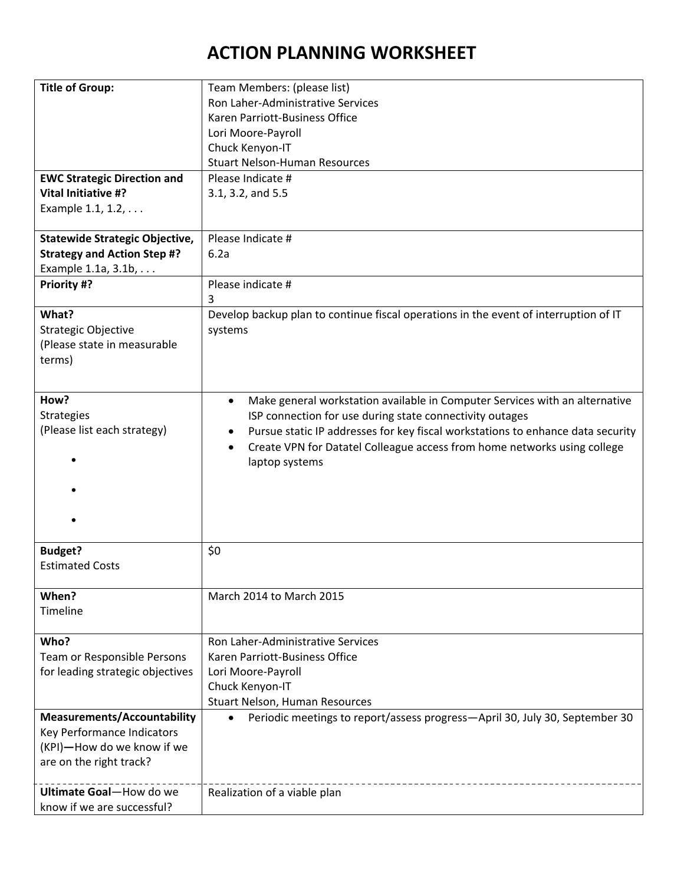# ACTION PLANNING WORKSHEET

| | |
|---|---|
| **Title of Group:** | Team Members: (please list)<br>Ron Laher-Administrative Services<br>Karen Parriott-Business Office<br>Lori Moore-Payroll<br>Chuck Kenyon-IT<br>Stuart Nelson-Human Resources |
| **EWC Strategic Direction and Vital Initiative #?**<br>Example 1.1, 1.2, . . . | Please Indicate #<br>3.1, 3.2, and 5.5 |
| **Statewide Strategic Objective, Strategy and Action Step #?**<br>Example 1.1a, 3.1b, . . . | Please Indicate #<br>6.2a |
| **Priority #?** | Please indicate #<br>3 |
| **What?**<br>Strategic Objective<br>(Please state in measurable terms) | Develop backup plan to continue fiscal operations in the event of interruption of IT systems |
| **How?**<br>Strategies<br>(Please list each strategy)<br>•<br>•<br>• | • Make general workstation available in Computer Services with an alternative ISP connection for use during state connectivity outages<br>• Pursue static IP addresses for key fiscal workstations to enhance data security<br>• Create VPN for Datatel Colleague access from home networks using college laptop systems |
| **Budget?**<br>Estimated Costs | $0 |
| **When?**<br>Timeline | March 2014 to March 2015 |
| **Who?**<br>Team or Responsible Persons for leading strategic objectives | Ron Laher-Administrative Services<br>Karen Parriott-Business Office<br>Lori Moore-Payroll<br>Chuck Kenyon-IT<br>Stuart Nelson, Human Resources |
| **Measurements/Accountability**<br>Key Performance Indicators (KPI)—How do we know if we are on the right track? | • Periodic meetings to report/assess progress—April 30, July 30, September 30 |
| **Ultimate Goal**—How do we know if we are successful? | Realization of a viable plan |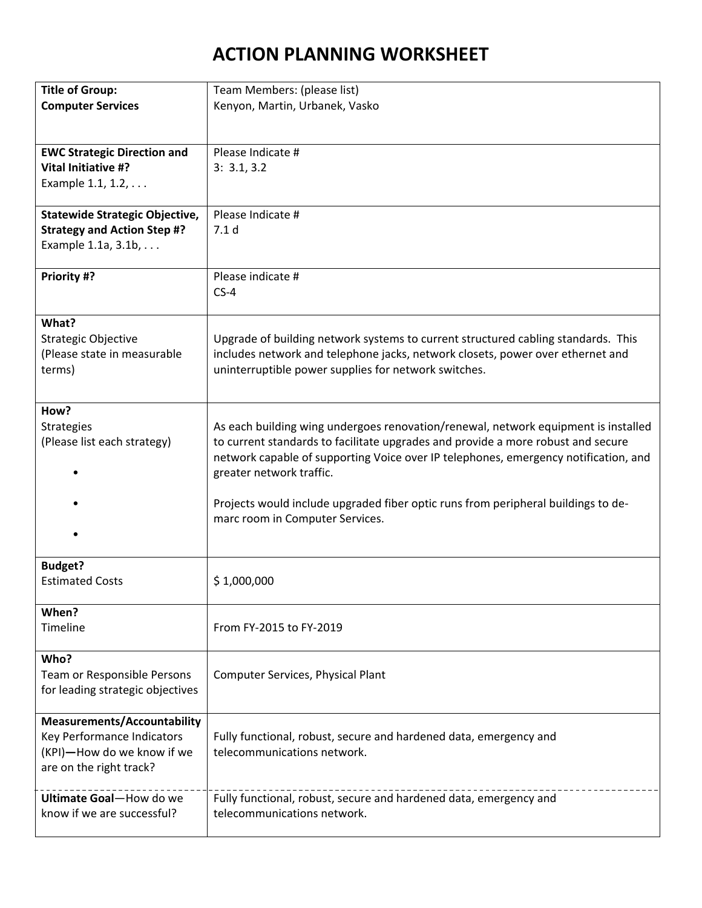# ACTION PLANNING WORKSHEET

| **Title of Group:**<br>**Computer Services** | Team Members: (please list)<br>Kenyon, Martin, Urbanek, Vasko |
|---|---|
| **EWC Strategic Direction and Vital Initiative #?**<br>Example 1.1, 1.2, . . . | Please Indicate #<br>3: 3.1, 3.2 |
| **Statewide Strategic Objective, Strategy and Action Step #?**<br>Example 1.1a, 3.1b, . . . | Please Indicate #<br>7.1 d |
| **Priority #?** | Please indicate #<br>CS-4 |
| **What?**<br>Strategic Objective<br>(Please state in measurable terms) | Upgrade of building network systems to current structured cabling standards. This includes network and telephone jacks, network closets, power over ethernet and uninterruptible power supplies for network switches. |
| **How?**<br>Strategies<br>(Please list each strategy)<br>•<br>•<br>• | As each building wing undergoes renovation/renewal, network equipment is installed to current standards to facilitate upgrades and provide a more robust and secure network capable of supporting Voice over IP telephones, emergency notification, and greater network traffic.<br><br>Projects would include upgraded fiber optic runs from peripheral buildings to de-marc room in Computer Services. |
| **Budget?**<br>Estimated Costs | $ 1,000,000 |
| **When?**<br>Timeline | From FY-2015 to FY-2019 |
| **Who?**<br>Team or Responsible Persons for leading strategic objectives | Computer Services, Physical Plant |
| **Measurements/Accountability**<br>Key Performance Indicators (KPI)**—**How do we know if we are on the right track? | Fully functional, robust, secure and hardened data, emergency and telecommunications network. |
| **Ultimate Goal**—How do we know if we are successful? | Fully functional, robust, secure and hardened data, emergency and telecommunications network. |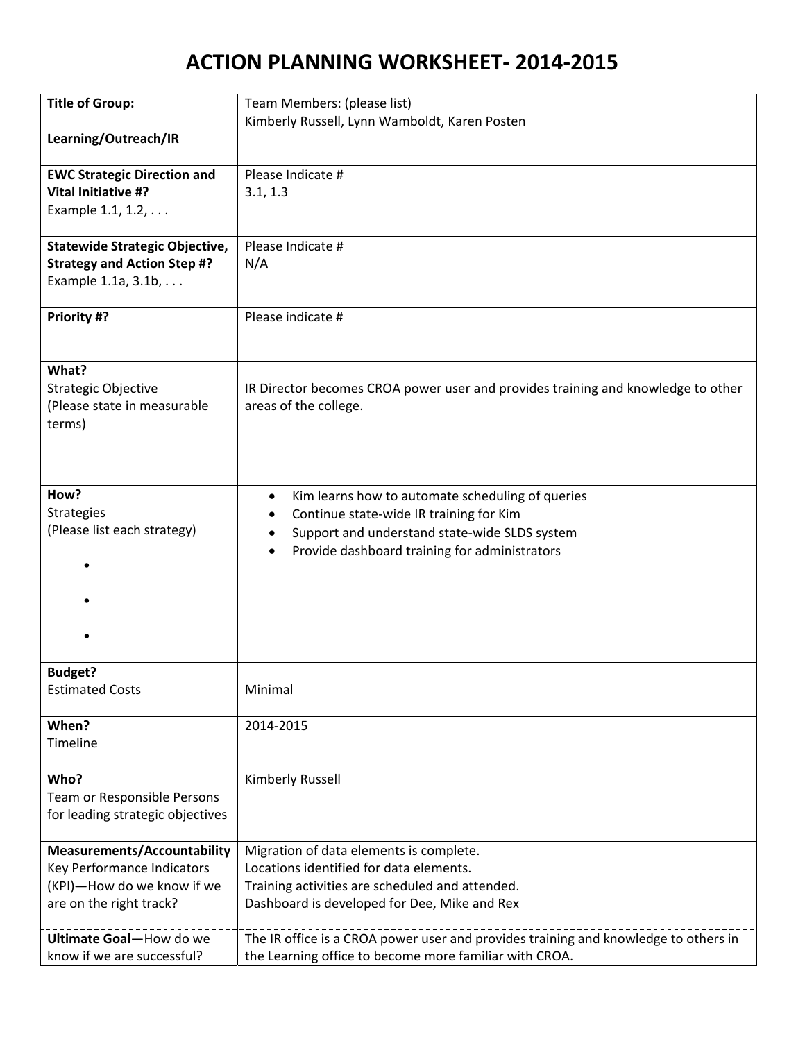# ACTION PLANNING WORKSHEET- 2014-2015

| **Title of Group:**<br><br>**Learning/Outreach/IR** | Team Members: (please list)<br>Kimberly Russell, Lynn Wamboldt, Karen Posten |
|---|---|
| **EWC Strategic Direction and Vital Initiative #?**<br>Example 1.1, 1.2, . . . | Please Indicate #<br>3.1, 1.3 |
| **Statewide Strategic Objective, Strategy and Action Step #?**<br>Example 1.1a, 3.1b, . . . | Please Indicate #<br>N/A |
| **Priority #?** | Please indicate # |
| **What?**<br>Strategic Objective<br>(Please state in measurable terms) | IR Director becomes CROA power user and provides training and knowledge to other areas of the college. |
| **How?**<br>Strategies<br>(Please list each strategy)<br>•<br>•<br>• | • Kim learns how to automate scheduling of queries<br>• Continue state-wide IR training for Kim<br>• Support and understand state-wide SLDS system<br>• Provide dashboard training for administrators |
| **Budget?**<br>Estimated Costs | Minimal |
| **When?**<br>Timeline | 2014-2015 |
| **Who?**<br>Team or Responsible Persons for leading strategic objectives | Kimberly Russell |
| **Measurements/Accountability**<br>Key Performance Indicators (KPI)—How do we know if we are on the right track? | Migration of data elements is complete.<br>Locations identified for data elements.<br>Training activities are scheduled and attended.<br>Dashboard is developed for Dee, Mike and Rex |
| **Ultimate Goal**—How do we know if we are successful? | The IR office is a CROA power user and provides training and knowledge to others in the Learning office to become more familiar with CROA. |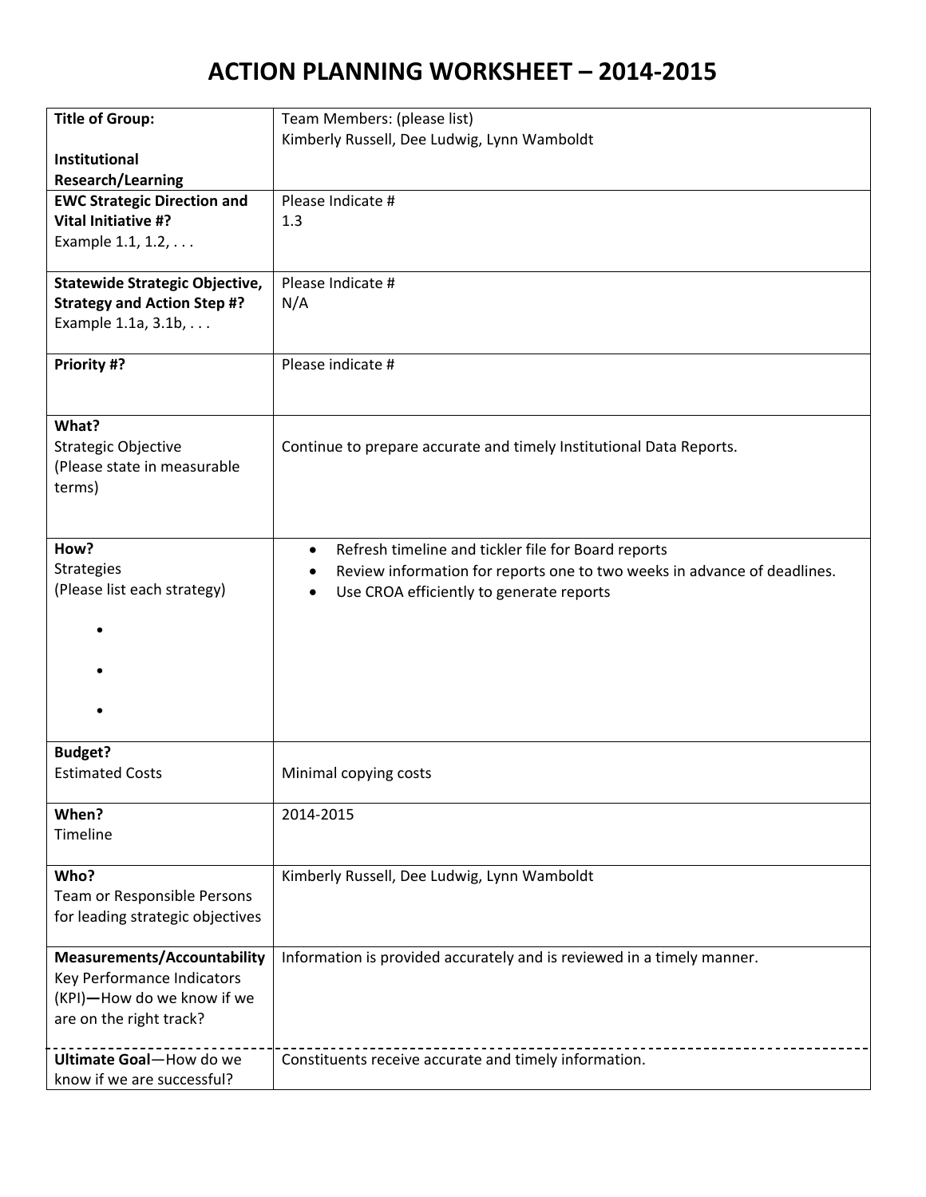# ACTION PLANNING WORKSHEET – 2014-2015

| | |
|---|---|
| **Title of Group:**<br><br>**Institutional Research/Learning** | Team Members: (please list)<br>Kimberly Russell, Dee Ludwig, Lynn Wamboldt |
| **EWC Strategic Direction and Vital Initiative #?**<br>Example 1.1, 1.2, . . . | Please Indicate #<br>1.3 |
| **Statewide Strategic Objective, Strategy and Action Step #?**<br>Example 1.1a, 3.1b, . . . | Please Indicate #<br>N/A |
| **Priority #?** | Please indicate # |
| **What?**<br>Strategic Objective<br>(Please state in measurable terms) | Continue to prepare accurate and timely Institutional Data Reports. |
| **How?**<br>Strategies<br>(Please list each strategy)<br>•<br>•<br>• | • Refresh timeline and tickler file for Board reports<br>• Review information for reports one to two weeks in advance of deadlines.<br>• Use CROA efficiently to generate reports |
| **Budget?**<br>Estimated Costs | Minimal copying costs |
| **When?**<br>Timeline | 2014-2015 |
| **Who?**<br>Team or Responsible Persons for leading strategic objectives | Kimberly Russell, Dee Ludwig, Lynn Wamboldt |
| **Measurements/Accountability**<br>Key Performance Indicators (KPI)—How do we know if we are on the right track? | Information is provided accurately and is reviewed in a timely manner. |
| **Ultimate Goal**—How do we know if we are successful? | Constituents receive accurate and timely information. |